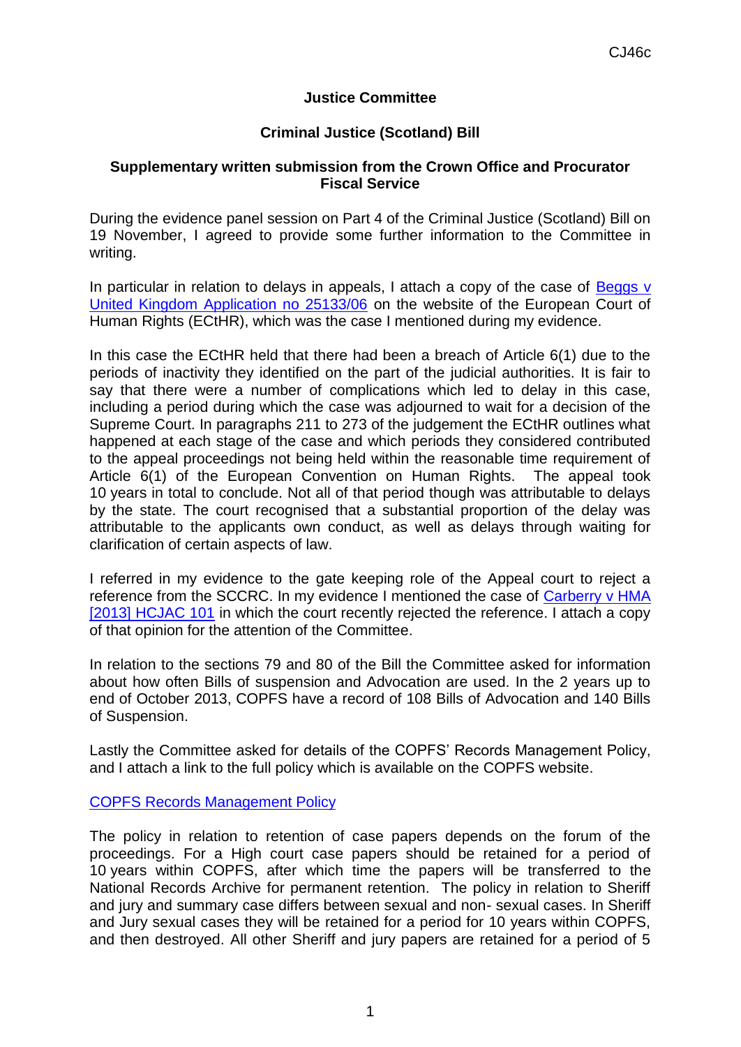CJ46c

**Justice Committee**

**Criminal Justice (Scotland) Bill**

**Supplementary written submission from the Crown Office and Procurator Fiscal Service**

During the evidence panel session on Part 4 of the Criminal Justice (Scotland) Bill on 19 November, I agreed to provide some further information to the Committee in writing.

In particular in relation to delays in appeals, I attach a copy of the case of Beggs v United Kingdom Application no 25133/06 on the website of the European Court of Human Rights (ECtHR), which was the case I mentioned during my evidence.

In this case the ECtHR held that there had been a breach of Article 6(1) due to the periods of inactivity they identified on the part of the judicial authorities. It is fair to say that there were a number of complications which led to delay in this case, including a period during which the case was adjourned to wait for a decision of the Supreme Court. In paragraphs 211 to 273 of the judgement the ECtHR outlines what happened at each stage of the case and which periods they considered contributed to the appeal proceedings not being held within the reasonable time requirement of Article 6(1) of the European Convention on Human Rights. The appeal took 10 years in total to conclude. Not all of that period though was attributable to delays by the state. The court recognised that a substantial proportion of the delay was attributable to the applicants own conduct, as well as delays through waiting for clarification of certain aspects of law.

I referred in my evidence to the gate keeping role of the Appeal court to reject a reference from the SCCRC. In my evidence I mentioned the case of Carberry v HMA [2013] HCJAC 101 in which the court recently rejected the reference. I attach a copy of that opinion for the attention of the Committee.

In relation to the sections 79 and 80 of the Bill the Committee asked for information about how often Bills of suspension and Advocation are used. In the 2 years up to end of October 2013, COPFS have a record of 108 Bills of Advocation and 140 Bills of Suspension.

Lastly the Committee asked for details of the COPFS' Records Management Policy, and I attach a link to the full policy which is available on the COPFS website.

COPFS Records Management Policy

The policy in relation to retention of case papers depends on the forum of the proceedings. For a High court case papers should be retained for a period of 10 years within COPFS, after which time the papers will be transferred to the National Records Archive for permanent retention. The policy in relation to Sheriff and jury and summary case differs between sexual and non- sexual cases. In Sheriff and Jury sexual cases they will be retained for a period for 10 years within COPFS, and then destroyed. All other Sheriff and jury papers are retained for a period of 5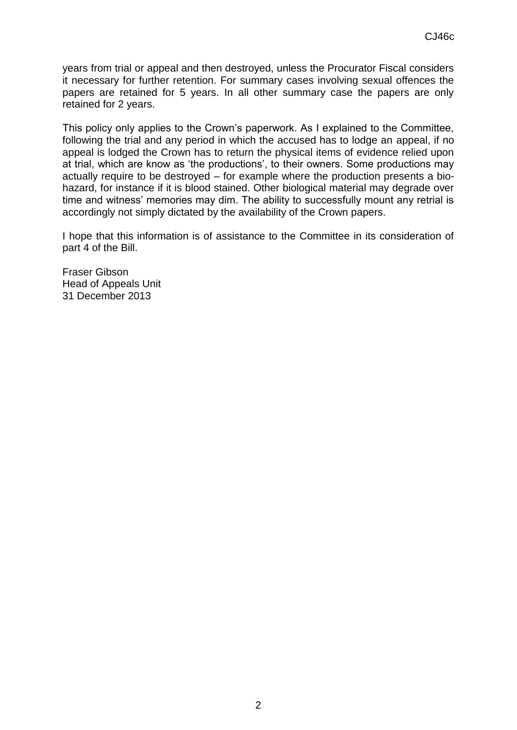years from trial or appeal and then destroyed, unless the Procurator Fiscal considers it necessary for further retention. For summary cases involving sexual offences the papers are retained for 5 years. In all other summary case the papers are only retained for 2 years.

This policy only applies to the Crown's paperwork. As I explained to the Committee, following the trial and any period in which the accused has to lodge an appeal, if no appeal is lodged the Crown has to return the physical items of evidence relied upon at trial, which are know as 'the productions', to their owners. Some productions may actually require to be destroyed – for example where the production presents a bio-hazard, for instance if it is blood stained. Other biological material may degrade over time and witness' memories may dim. The ability to successfully mount any retrial is accordingly not simply dictated by the availability of the Crown papers.

I hope that this information is of assistance to the Committee in its consideration of part 4 of the Bill.

Fraser Gibson
Head of Appeals Unit
31 December 2013